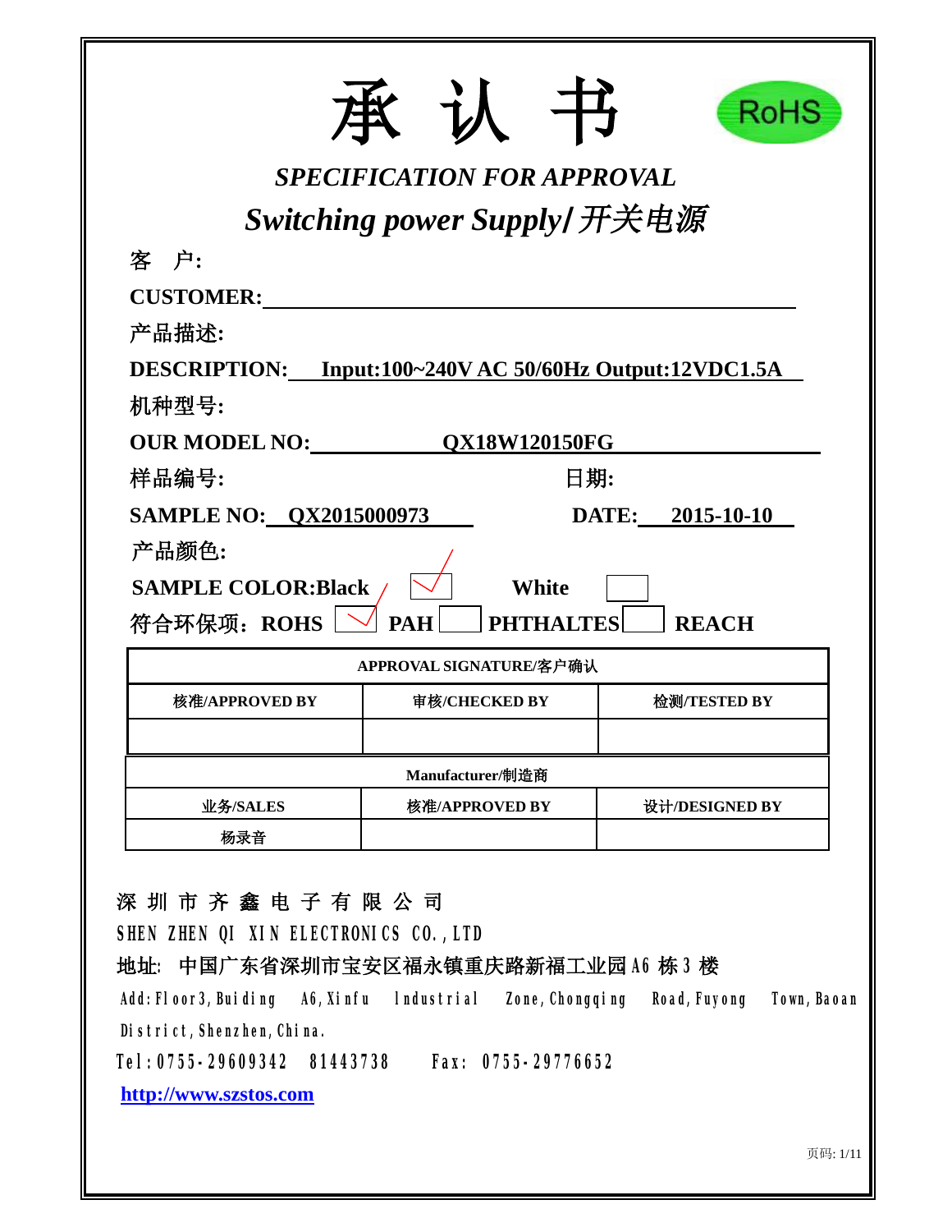# 承 认 书

RoHS

***SPECIFICATION FOR APPROVAL***

***Switching power Supply/开关电源***

客 户:

**CUSTOMER:**

产品描述:

**DESCRIPTION: Input:100~240V AC 50/60Hz Output:12VDC1.5A**

机种型号:

**OUR MODEL NO: QX18W120150FG**

样品编号: 日期:

**SAMPLE NO: QX2015000973 DATE: 2015-10-10**

产品颜色:

**SAMPLE COLOR:Black** ☑ **White** ☐

符合环保项：**ROHS** ☑ **PAH** ☐ **PHTHALTES** ☐ **REACH**

| APPROVAL SIGNATURE/客户确认 | | |
|---|---|---|
| 核准/APPROVED BY | 审核/CHECKED BY | 检测/TESTED BY |
| | | |

| Manufacturer/制造商 | | |
|---|---|---|
| 业务/SALES | 核准/APPROVED BY | 设计/DESIGNED BY |
| 杨录音 | | |

深 圳 市 齐 鑫 电 子 有 限 公 司

SHEN ZHEN QI XIN ELECTRONICS CO.,LTD

地址: 中国广东省深圳市宝安区福永镇重庆路新福工业园 A6 栋 3 楼

Add:Floor3,Buiding A6,Xinfu Industrial Zone,Chongqing Road,Fuyong Town,Baoan District,Shenzhen,China.

Tel:0755-29609342 81443738 Fax: 0755-29776652

http://www.szstos.com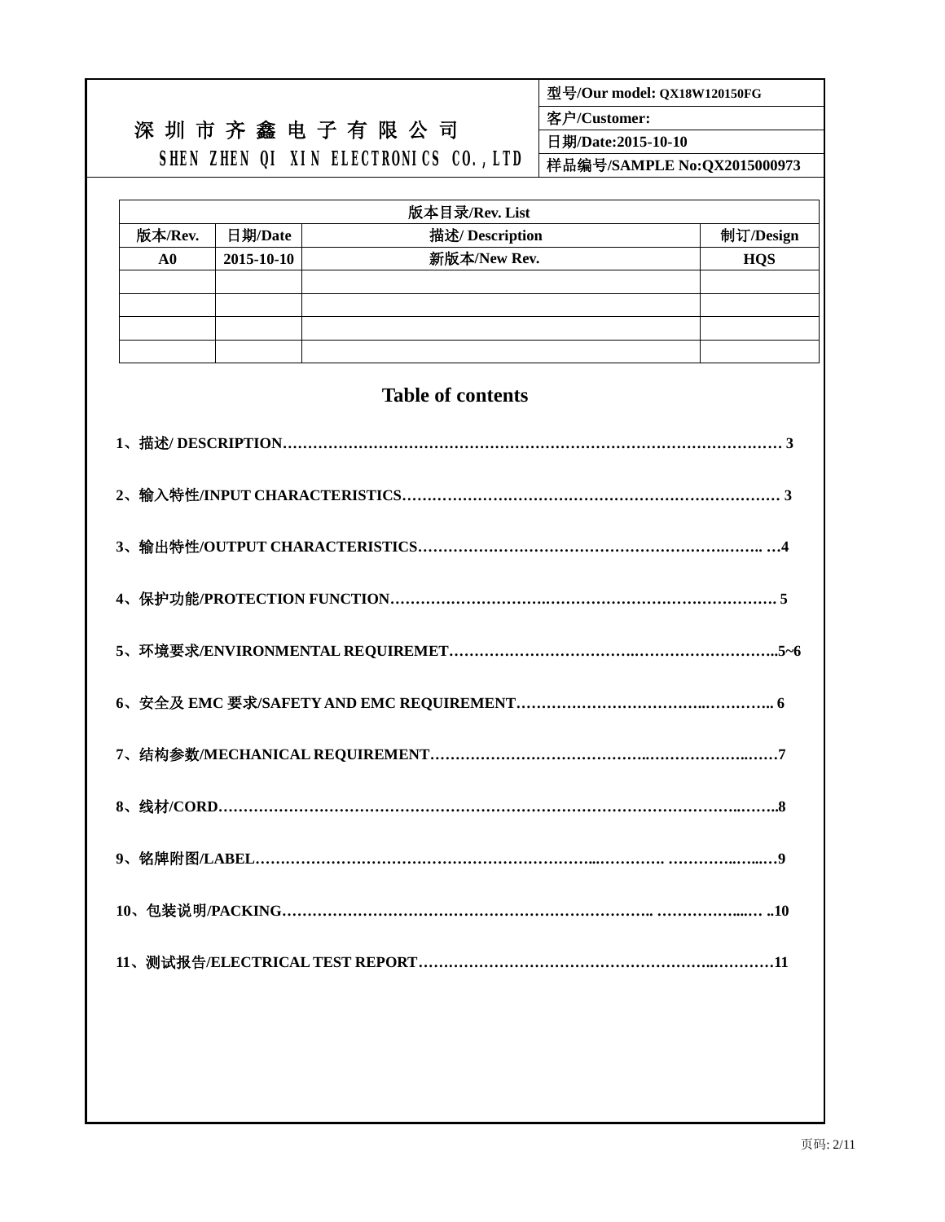| 深圳市齐鑫电子有限公司 SHEN ZHEN QI XIN ELECTRONICS CO.,LTD | 型号/Our model: QX18W120150FG |
|---|---|
| | 客户/Customer: |
| | 日期/Date:2015-10-10 |
| | 样品编号/SAMPLE No:QX2015000973 |

| 版本目录/Rev. List | | | |
|---|---|---|---|
| 版本/Rev. | 日期/Date | 描述/ Description | 制订/Design |
| A0 | 2015-10-10 | 新版本/New Rev. | HQS |
| | | | |
| | | | |
| | | | |
| | | | |

## Table of contents

**1、描述/ DESCRIPTION………………………………………………………………………………………… 3**

**2、输入特性/INPUT CHARACTERISTICS………………………………………………………………… 3**

**3、输出特性/OUTPUT CHARACTERISTICS……………………………………………………….……. …4**

**4、保护功能/PROTECTION FUNCTION……………………….…………………………………………. 5**

**5、环境要求/ENVIRONMENTAL REQUIREMET…………………………….………………………..5~6**

**6、安全及 EMC 要求/SAFETY AND EMC REQUIREMENT……………………………..………….. 6**

**7、结构参数/MECHANICAL REQUIREMENT…………………………………..…………………..……7**

**8、线材/CORD…………………………………………………………………………………………..……..8**

**9、铭牌附图/LABEL……………………………………………………………...…………. ………..…...…9**

**10、包装说明/PACKING……………………………………………………………….. ……………....… ..10**

**11、测试报告/ELECTRICAL TEST REPORT……………………………………………………..…………11**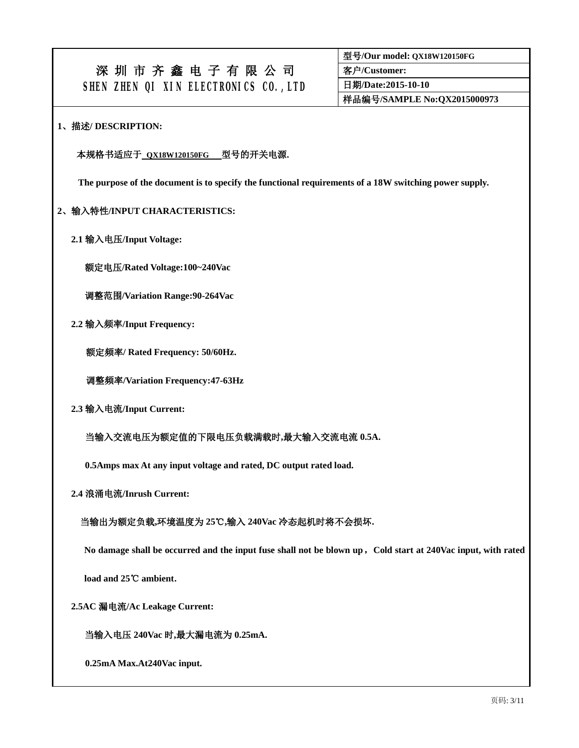| 深 圳 市 齐 鑫 电 子 有 限 公 司<br>SHEN ZHEN QI XIN ELECTRONICS CO.,LTD | 型号/Our model: QX18W120150FG |
|---|---|
| | 客户/Customer: |
| | 日期/Date:2015-10-10 |
| | 样品编号/SAMPLE No:QX2015000973 |

**1、描述/ DESCRIPTION:**

**本规格书适应于 QX18W120150FG 型号的开关电源.**

**The purpose of the document is to specify the functional requirements of a 18W switching power supply.**

**2、输入特性/INPUT CHARACTERISTICS:**

**2.1 输入电压/Input Voltage:**

**额定电压/Rated Voltage:100~240Vac**

**调整范围/Variation Range:90-264Vac**

**2.2 输入频率/Input Frequency:**

**额定频率/ Rated Frequency: 50/60Hz.**

**调整频率/Variation Frequency:47-63Hz**

**2.3 输入电流/Input Current:**

**当输入交流电压为额定值的下限电压负载满载时,最大输入交流电流 0.5A.**

**0.5Amps max At any input voltage and rated, DC output rated load.**

**2.4 浪涌电流/Inrush Current:**

**当输出为额定负载,环境温度为 25℃,输入 240Vac 冷态起机时将不会损坏.**

**No damage shall be occurred and the input fuse shall not be blown up，Cold start at 240Vac input, with rated load and 25℃ ambient.**

**2.5AC 漏电流/Ac Leakage Current:**

**当输入电压 240Vac 时,最大漏电流为 0.25mA.**

**0.25mA Max.At240Vac input.**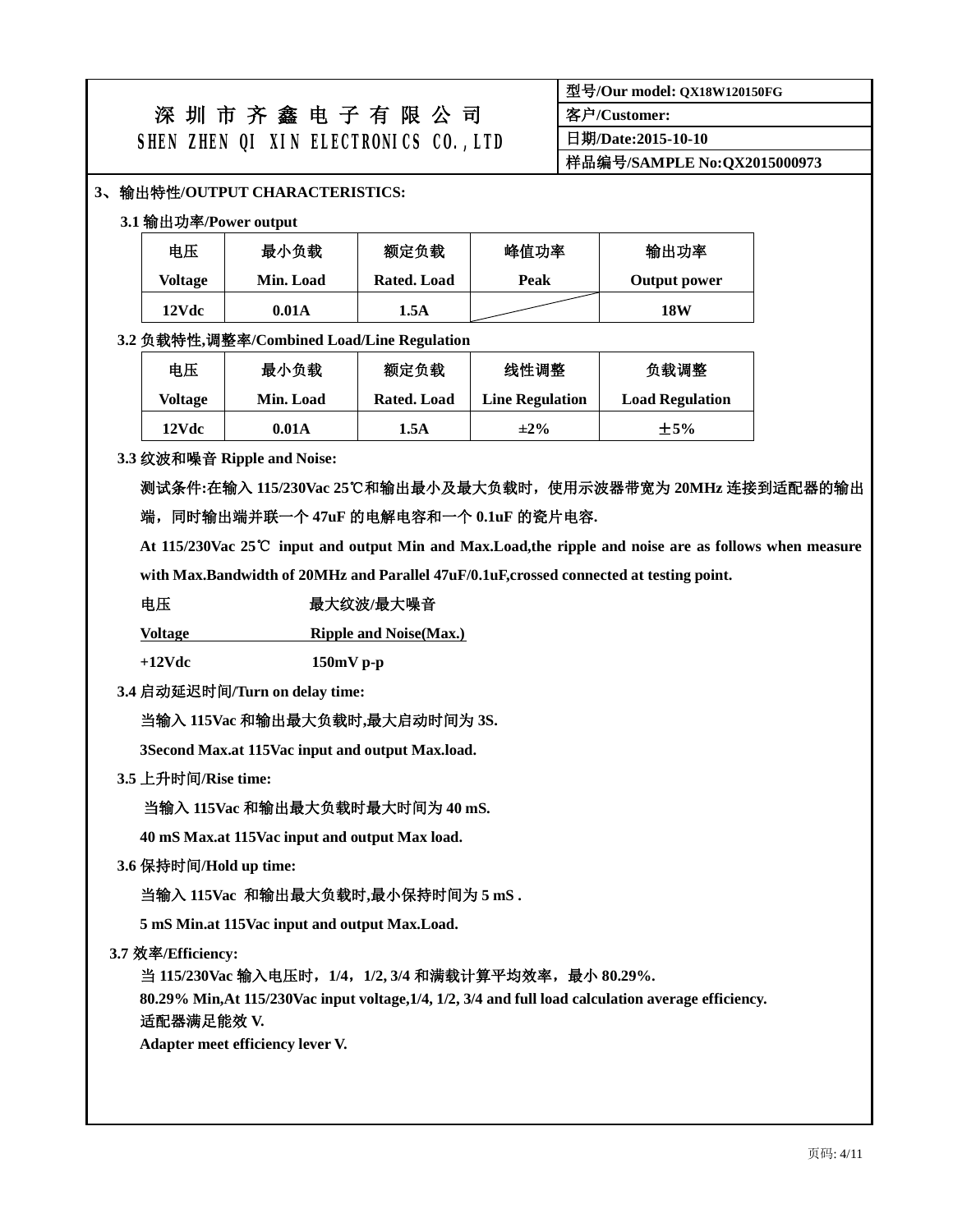| 深 圳 市 齐 鑫 电 子 有 限 公 司<br>SHEN ZHEN QI XIN ELECTRONICS CO.,LTD | 型号/Our model: QX18W120150FG |
|---|---|
| | 客户/Customer: |
| | 日期/Date:2015-10-10 |
| | 样品编号/SAMPLE No:QX2015000973 |

**3、输出特性/OUTPUT CHARACTERISTICS:**

**3.1 输出功率/Power output**

| 电压<br>Voltage | 最小负载<br>Min. Load | 额定负载<br>Rated. Load | 峰值功率<br>Peak | 输出功率<br>Output power |
|---|---|---|---|---|
| 12Vdc | 0.01A | 1.5A | | 18W |

**3.2 负载特性,调整率/Combined Load/Line Regulation**

| 电压<br>Voltage | 最小负载<br>Min. Load | 额定负载<br>Rated. Load | 线性调整<br>Line Regulation | 负载调整<br>Load Regulation |
|---|---|---|---|---|
| 12Vdc | 0.01A | 1.5A | ±2% | ±5% |

**3.3 纹波和噪音 Ripple and Noise:**

**测试条件:在输入 115/230Vac 25℃和输出最小及最大负载时，使用示波器带宽为 20MHz 连接到适配器的输出端，同时输出端并联一个 47uF 的电解电容和一个 0.1uF 的瓷片电容.**

**At 115/230Vac 25℃ input and output Min and Max.Load,the ripple and noise are as follows when measure with Max.Bandwidth of 20MHz and Parallel 47uF/0.1uF,crossed connected at testing point.**

| 电压<br>Voltage | 最大纹波/最大噪音<br>Ripple and Noise(Max.) |
|---|---|
| +12Vdc | 150mV p-p |

**3.4 启动延迟时间/Turn on delay time:**

**当输入 115Vac 和输出最大负载时,最大启动时间为 3S.**

**3Second Max.at 115Vac input and output Max.load.**

**3.5 上升时间/Rise time:**

**当输入 115Vac 和输出最大负载时最大时间为 40 mS.**

**40 mS Max.at 115Vac input and output Max load.**

**3.6 保持时间/Hold up time:**

**当输入 115Vac 和输出最大负载时,最小保持时间为 5 mS .**

**5 mS Min.at 115Vac input and output Max.Load.**

**3.7 效率/Efficiency:**

**当 115/230Vac 输入电压时，1/4，1/2, 3/4 和满载计算平均效率，最小 80.29%.**
**80.29% Min,At 115/230Vac input voltage,1/4, 1/2, 3/4 and full load calculation average efficiency.**
**适配器满足能效 V.**
**Adapter meet efficiency lever V.**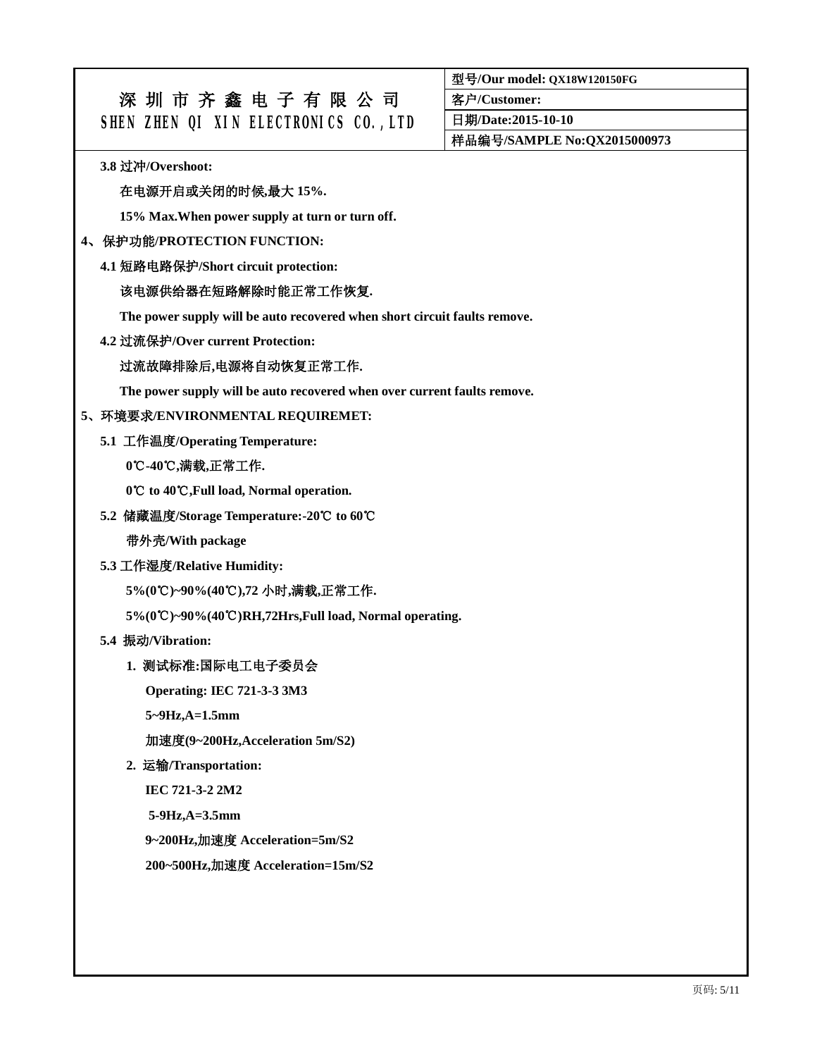| 深 圳 市 齐 鑫 电 子 有 限 公 司<br>SHEN ZHEN QI XIN ELECTRONICS CO.,LTD | 型号/Our model: QX18W120150FG |
|---|---|
| | 客户/Customer: |
| | 日期/Date:2015-10-10 |
| | 样品编号/SAMPLE No:QX2015000973 |

**3.8 过冲/Overshoot:**

**在电源开启或关闭的时候,最大 15%.**

**15% Max.When power supply at turn or turn off.**

## 4、保护功能/PROTECTION FUNCTION:

**4.1 短路电路保护/Short circuit protection:**

**该电源供给器在短路解除时能正常工作恢复.**

**The power supply will be auto recovered when short circuit faults remove.**

**4.2 过流保护/Over current Protection:**

**过流故障排除后,电源将自动恢复正常工作.**

**The power supply will be auto recovered when over current faults remove.**

## 5、环境要求/ENVIRONMENTAL REQUIREMET:

**5.1 工作温度/Operating Temperature:**

**0℃-40℃,满载,正常工作.**

**0℃ to 40℃,Full load, Normal operation.**

**5.2 储藏温度/Storage Temperature:-20℃ to 60℃**

**带外壳/With package**

**5.3 工作湿度/Relative Humidity:**

**5%(0℃)~90%(40℃),72 小时,满载,正常工作.**

**5%(0℃)~90%(40℃)RH,72Hrs,Full load, Normal operating.**

**5.4 振动/Vibration:**

**1. 测试标准:国际电工电子委员会**

**Operating: IEC 721-3-3 3M3**

**5~9Hz,A=1.5mm**

**加速度(9~200Hz,Acceleration 5m/S2)**

**2. 运输/Transportation:**

**IEC 721-3-2 2M2**

**5-9Hz,A=3.5mm**

**9~200Hz,加速度 Acceleration=5m/S2**

**200~500Hz,加速度 Acceleration=15m/S2**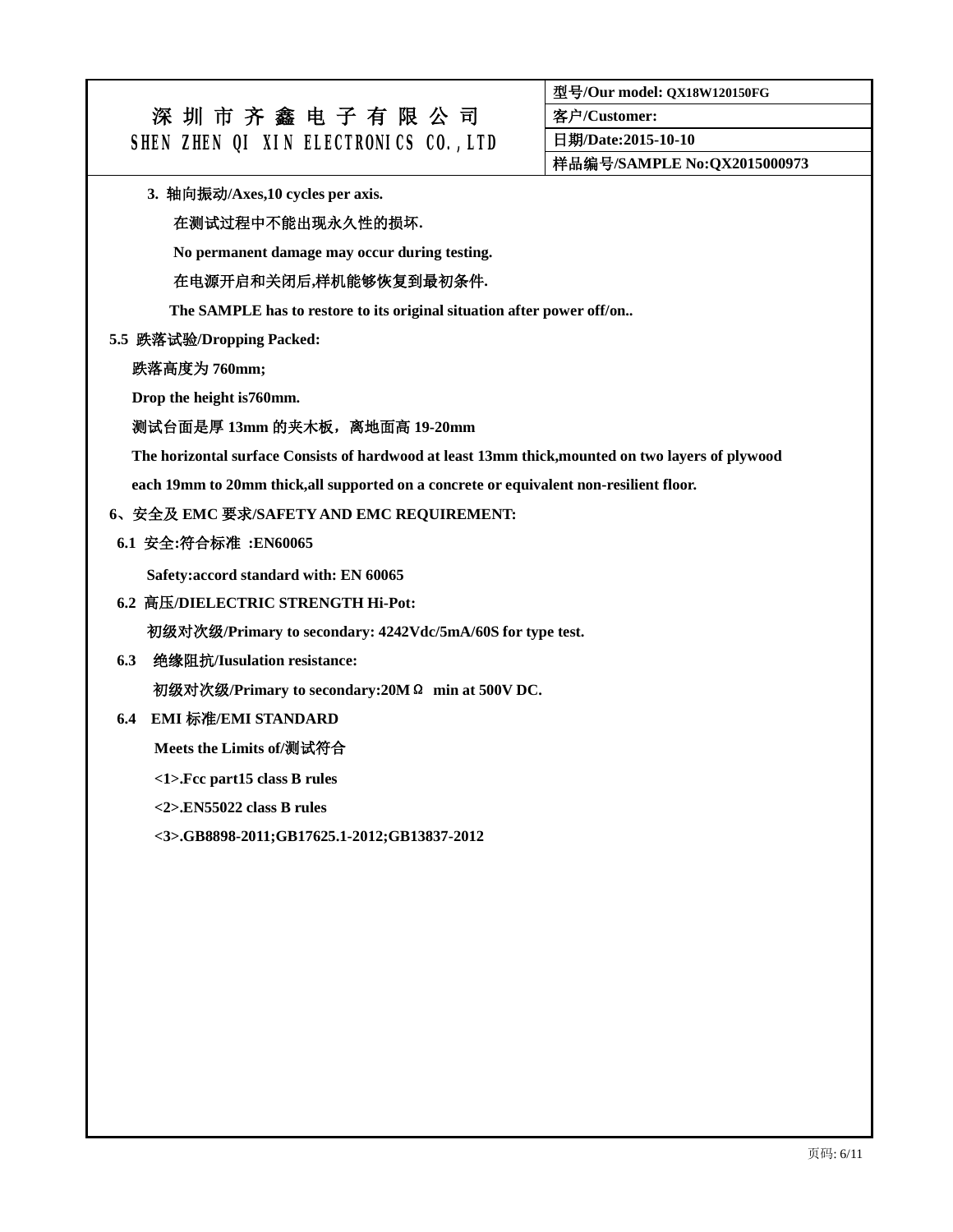| 深圳市齐鑫电子有限公司<br>SHEN ZHEN QI XIN ELECTRONICS CO.,LTD | 型号/Our model: QX18W120150FG |
|---|---|
| | 客户/Customer: |
| | 日期/Date:2015-10-10 |
| | 样品编号/SAMPLE No:QX2015000973 |

**3. 轴向振动/Axes,10 cycles per axis.**

**在测试过程中不能出现永久性的损坏.**

**No permanent damage may occur during testing.**

**在电源开启和关闭后,样机能够恢复到最初条件.**

**The SAMPLE has to restore to its original situation after power off/on..**

**5.5 跌落试验/Dropping Packed:**

**跌落高度为 760mm;**

**Drop the height is760mm.**

**测试台面是厚 13mm 的夹木板，离地面高 19-20mm**

**The horizontal surface Consists of hardwood at least 13mm thick,mounted on two layers of plywood each 19mm to 20mm thick,all supported on a concrete or equivalent non-resilient floor.**

## 6、安全及 EMC 要求/SAFETY AND EMC REQUIREMENT:

**6.1 安全:符合标准 :EN60065**

**Safety:accord standard with: EN 60065**

**6.2 高压/DIELECTRIC STRENGTH Hi-Pot:**

**初级对次级/Primary to secondary: 4242Vdc/5mA/60S for type test.**

**6.3 绝缘阻抗/Iusulation resistance:**

**初级对次级/Primary to secondary:20MΩ min at 500V DC.**

**6.4 EMI 标准/EMI STANDARD**

**Meets the Limits of/测试符合**

**<1>.Fcc part15 class B rules**

**<2>.EN55022 class B rules**

**<3>.GB8898-2011;GB17625.1-2012;GB13837-2012**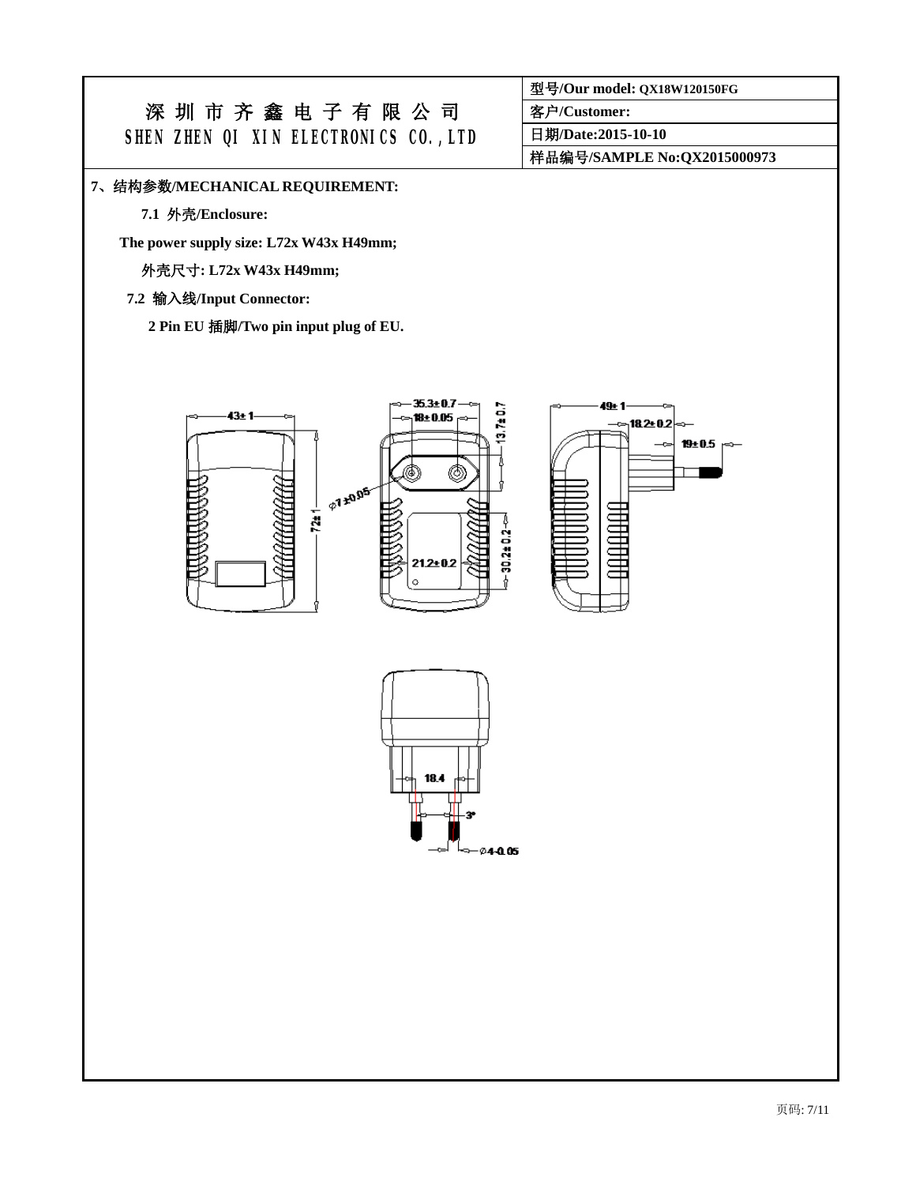| 深圳市齐鑫电子有限公司<br>SHEN ZHEN QI XIN ELECTRONICS CO.,LTD | 型号/Our model: QX18W120150FG |
|---|---|
| | 客户/Customer: |
| | 日期/Date:2015-10-10 |
| | 样品编号/SAMPLE No:QX2015000973 |

**7、结构参数/MECHANICAL REQUIREMENT:**

**7.1 外壳/Enclosure:**

**The power supply size: L72x W43x H49mm;**

**外壳尺寸: L72x W43x H49mm;**

**7.2 输入线/Input Connector:**

**2 Pin EU 插脚/Two pin input plug of EU.**

43± 1 | 72± 1 | 35.3± 0.7 | 18± 0.05 | 13.7± 0.7 | Ø7 ±0.05 | 21.2± 0.2 | 30.2± 0.2 | 49± 1 | 18.2± 0.2 | 19± 0.5 | 18.4 | 3° | Ø4-0.05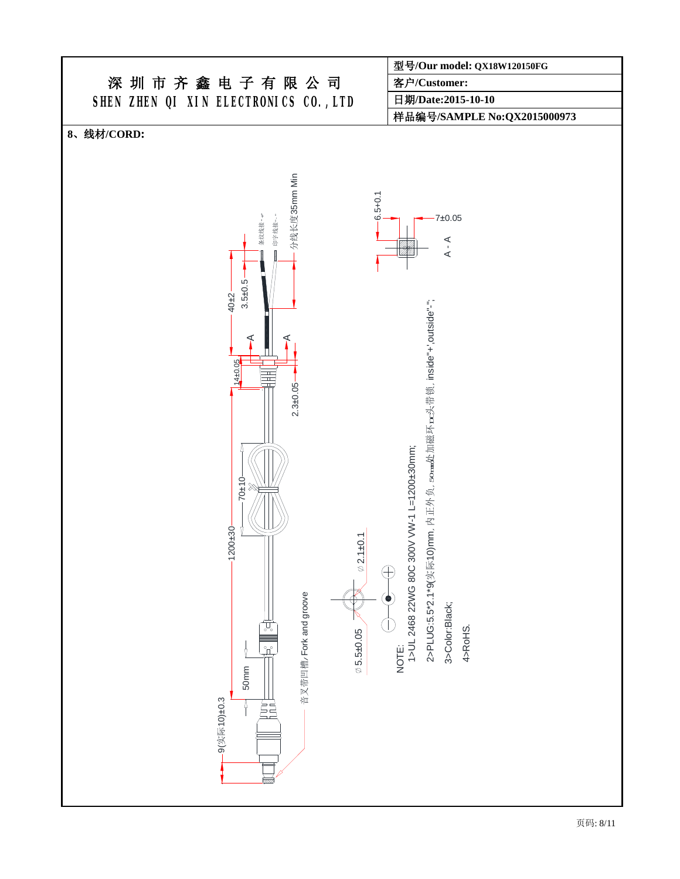| 深圳市齐鑫电子有限公司 SHEN ZHEN QI XIN ELECTRONICS CO.,LTD | 型号/Our model: QX18W120150FG |
|---|---|
| | 客户/Customer: |
| | 日期/Date:2015-10-10 |
| | 样品编号/SAMPLE No:QX2015000973 |

**8、线材/CORD:**

条纹线接"+"

印字线接"-"

分线长度35mm Min

40±2

3.5±0.5

A

A

14±0.05

2.3±0.05

70±10

1200±30

50mm

9(实际10)±0.3

音叉带凹槽/ Fork and groove

$\phi$ 5.5±0.05

$\phi$ 2.1±0.1

6.5+0.1

7±0.05

A - A

NOTE:

1>UL 2468 22WG 80C 300V VW-1 L=1200±30mm;

2>PLUG:5.5*2.1*9(实际10)mm, 内正外负, 50mm处加磁环, DC头带锁, inside"+",outside"-";

3>Color:Black;

4>RoHS.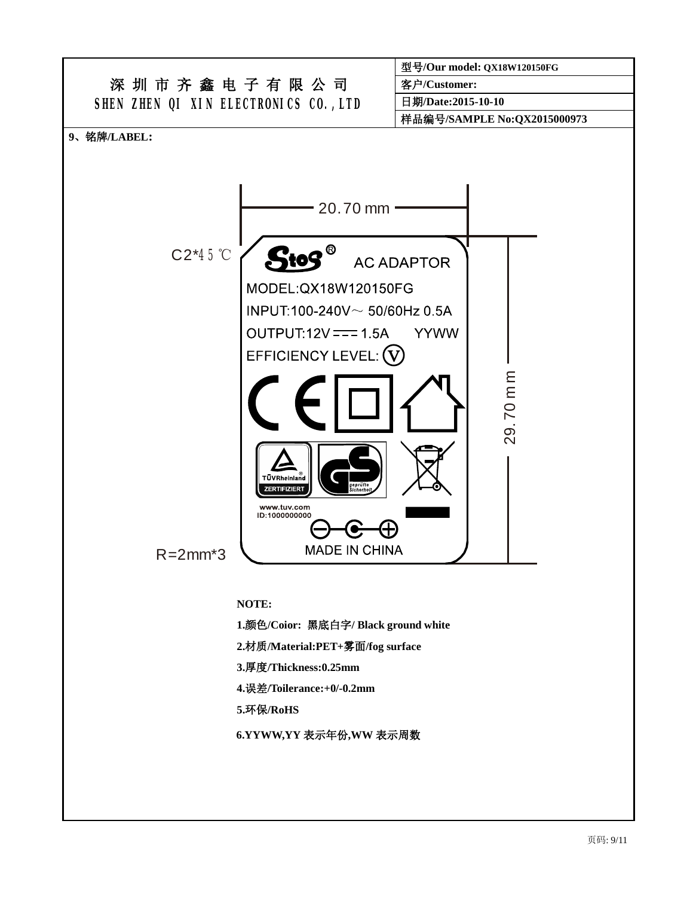| 深 圳 市 齐 鑫 电 子 有 限 公 司<br>SHEN ZHEN QI XIN ELECTRONICS CO.,LTD | 型号/Our model: QX18W120150FG |
|---|---|
| | 客户/Customer: |
| | 日期/Date:2015-10-10 |
| | 样品编号/SAMPLE No:QX2015000973 |

9、铭牌/LABEL:

20.70 mm

C2*45℃

Stos®  AC ADAPTOR

MODEL:QX18W120150FG

INPUT:100-240V~ 50/60Hz 0.5A

OUTPUT:12V ⎓ 1.5A  YYWW

EFFICIENCY LEVEL: (V)

TÜVRheinland ZERTIFIZIERT

GS geprüfte Sicherheit

www.tuv.com
ID:1000000000

MADE IN CHINA

29.70 mm

R=2mm*3

**NOTE:**

**1.颜色/Coior: 黑底白字/ Black ground white**

**2.材质/Material:PET+雾面/fog surface**

**3.厚度/Thickness:0.25mm**

**4.误差/Toilerance:+0/-0.2mm**

**5.环保/RoHS**

**6.YYWW,YY 表示年份,WW 表示周数**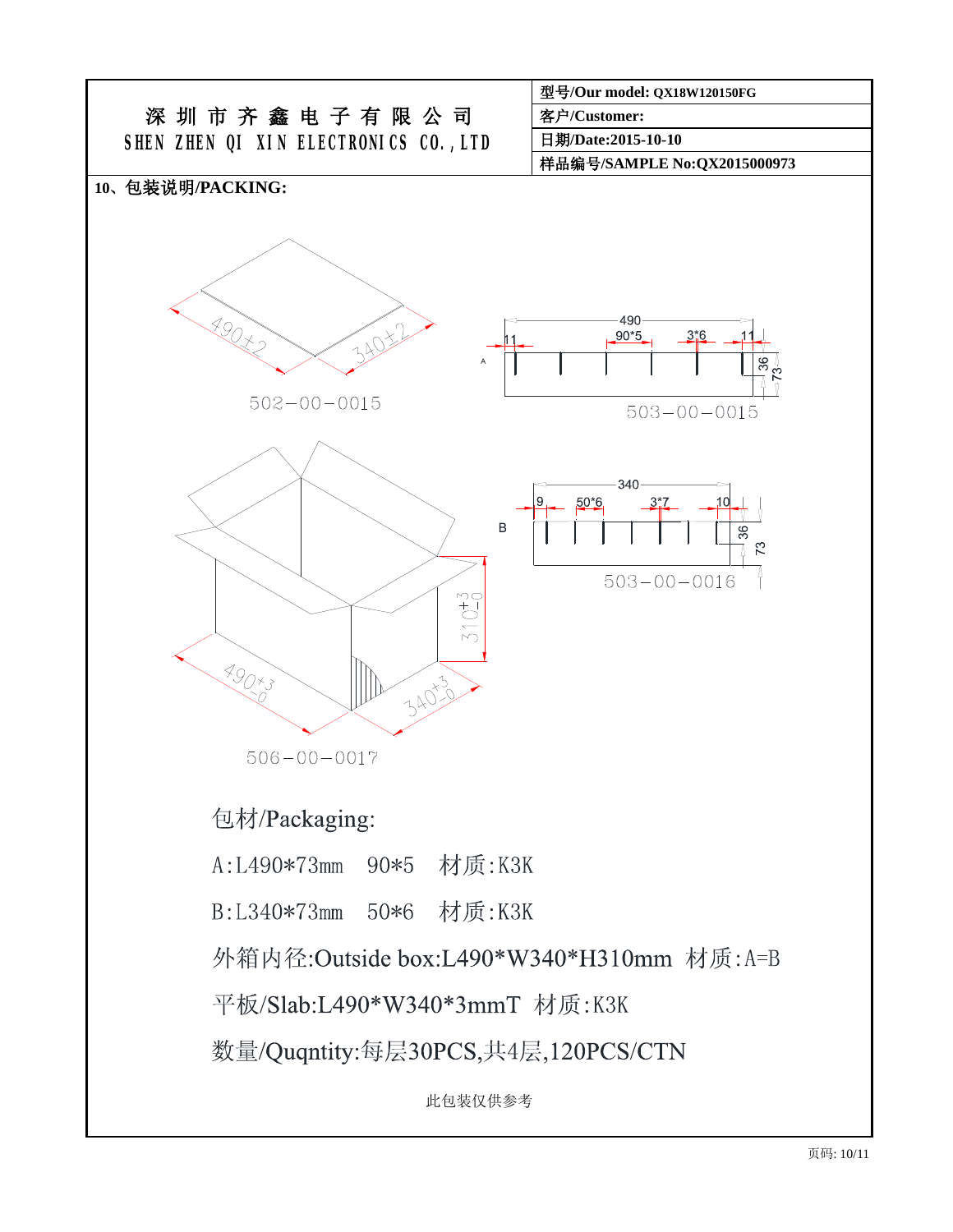| 深 圳 市 齐 鑫 电 子 有 限 公 司<br>SHEN ZHEN QI XIN ELECTRONICS CO.,LTD | 型号/Our model: QX18W120150FG |
| --- | --- |
| | 客户/Customer: |
| | 日期/Date:2015-10-10 |
| | 样品编号/SAMPLE No:QX2015000973 |

**10、包装说明/PACKING:**

490±2 340±2

502-00-0015

490 90*5 3*6 11 11 36 73 A

503-00-0015

340 9 50*6 3*7 10 36 73 B

503-00-0016

$310^{+3}_{-0}$ $490^{+3}_{-0}$ $340^{+3}_{-0}$

506-00-0017

包材/Packaging:

A:L490*73mm 90*5 材质:K3K

B:L340*73mm 50*6 材质:K3K

外箱内径:Outside box:L490*W340*H310mm 材质:A=B

平板/Slab:L490*W340*3mmT 材质:K3K

数量/Quqntity:每层30PCS,共4层,120PCS/CTN

此包装仅供参考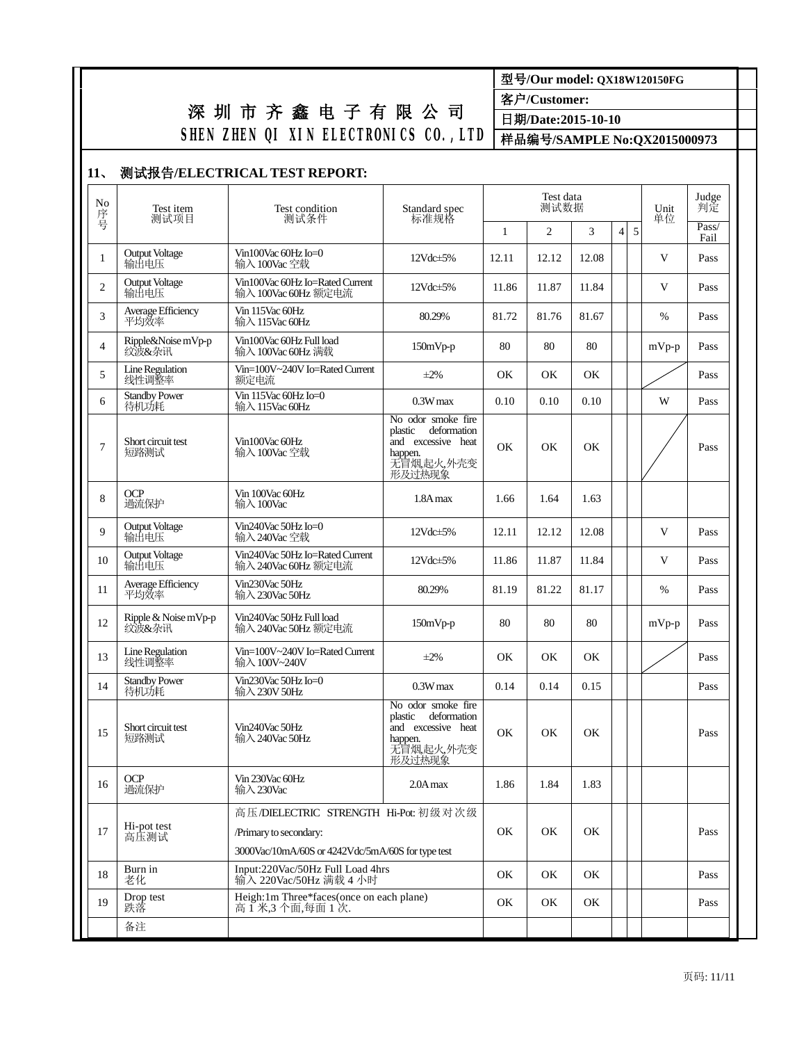| 深圳市齐鑫电子有限公司<br>SHEN ZHEN QI XIN ELECTRONICS CO.,LTD | 型号/Our model: QX18W120150FG |
|---|---|
| | 客户/Customer: |
| | 日期/Date:2015-10-10 |
| | 样品编号/SAMPLE No:QX2015000973 |

## 11、 测试报告/ELECTRICAL TEST REPORT:

| No<br>序号 | Test item<br>测试项目 | Test condition<br>测试条件 | Standard spec<br>标准规格 | Test data 测试数据 | | | | | Unit<br>单位 | Judge 判定 |
|---|---|---|---|---|---|---|---|---|---|---|
| | | | | 1 | 2 | 3 | 4 | 5 | | Pass/ Fail |
| 1 | Output Voltage<br>输出电压 | Vin100Vac 60Hz Io=0<br>输入 100Vac 空载 | 12Vdc±5% | 12.11 | 12.12 | 12.08 | | | V | Pass |
| 2 | Output Voltage<br>输出电压 | Vin100Vac 60Hz Io=Rated Current<br>输入 100Vac 60Hz 额定电流 | 12Vdc±5% | 11.86 | 11.87 | 11.84 | | | V | Pass |
| 3 | Average Efficiency<br>平均效率 | Vin 115Vac 60Hz<br>输入 115Vac 60Hz | 80.29% | 81.72 | 81.76 | 81.67 | | | % | Pass |
| 4 | Ripple&Noise mVp-p<br>纹波&杂讯 | Vin100Vac 60Hz Full load<br>输入 100Vac 60Hz 满载 | 150mVp-p | 80 | 80 | 80 | | | mVp-p | Pass |
| 5 | Line Regulation<br>线性调整率 | Vin=100V~240V Io=Rated Current<br>额定电流 | ±2% | OK | OK | OK | | | | Pass |
| 6 | Standby Power<br>待机功耗 | Vin 115Vac 60Hz Io=0<br>输入 115Vac 60Hz | 0.3W max | 0.10 | 0.10 | 0.10 | | | W | Pass |
| 7 | Short circuit test<br>短路测试 | Vin100Vac 60Hz<br>输入 100Vac 空载 | No odor smoke fire plastic deformation and excessive heat happen.<br>无冒烟,起火,外壳变形及过热现象 | OK | OK | OK | | | | Pass |
| 8 | OCP<br>過流保护 | Vin 100Vac 60Hz<br>输入 100Vac | 1.8A max | 1.66 | 1.64 | 1.63 | | | | |
| 9 | Output Voltage<br>输出电压 | Vin240Vac 50Hz Io=0<br>输入 240Vac 空载 | 12Vdc±5% | 12.11 | 12.12 | 12.08 | | | V | Pass |
| 10 | Output Voltage<br>输出电压 | Vin240Vac 50Hz Io=Rated Current<br>输入 240Vac 60Hz 额定电流 | 12Vdc±5% | 11.86 | 11.87 | 11.84 | | | V | Pass |
| 11 | Average Efficiency<br>平均效率 | Vin230Vac 50Hz<br>输入 230Vac 50Hz | 80.29% | 81.19 | 81.22 | 81.17 | | | % | Pass |
| 12 | Ripple & Noise mVp-p<br>纹波&杂讯 | Vin240Vac 50Hz Full load<br>输入 240Vac 50Hz 额定电流 | 150mVp-p | 80 | 80 | 80 | | | mVp-p | Pass |
| 13 | Line Regulation<br>线性调整率 | Vin=100V~240V Io=Rated Current<br>输入 100V~240V | ±2% | OK | OK | OK | | | | Pass |
| 14 | Standby Power<br>待机功耗 | Vin230Vac 50Hz Io=0<br>输入 230V 50Hz | 0.3W max | 0.14 | 0.14 | 0.15 | | | | Pass |
| 15 | Short circuit test<br>短路测试 | Vin240Vac 50Hz<br>输入 240Vac 50Hz | No odor smoke fire plastic deformation and excessive heat happen.<br>无冒烟,起火,外壳变形及过热现象 | OK | OK | OK | | | | Pass |
| 16 | OCP<br>過流保护 | Vin 230Vac 60Hz<br>输入 230Vac | 2.0A max | 1.86 | 1.84 | 1.83 | | | | |
| 17 | Hi-pot test<br>高压测试 | 高压/DIELECTRIC STRENGTH Hi-Pot: 初级对次级 /Primary to secondary:<br>3000Vac/10mA/60S or 4242Vdc/5mA/60S for type test | | OK | OK | OK | | | | Pass |
| 18 | Burn in<br>老化 | Input:220Vac/50Hz Full Load 4hrs<br>输入 220Vac/50Hz 满载 4 小时 | | OK | OK | OK | | | | Pass |
| 19 | Drop test<br>跌落 | Heigh:1m Three*faces(once on each plane)<br>高 1 米,3 个面,每面 1 次. | | OK | OK | OK | | | | Pass |
| | 备注 | | | | | | | | | |